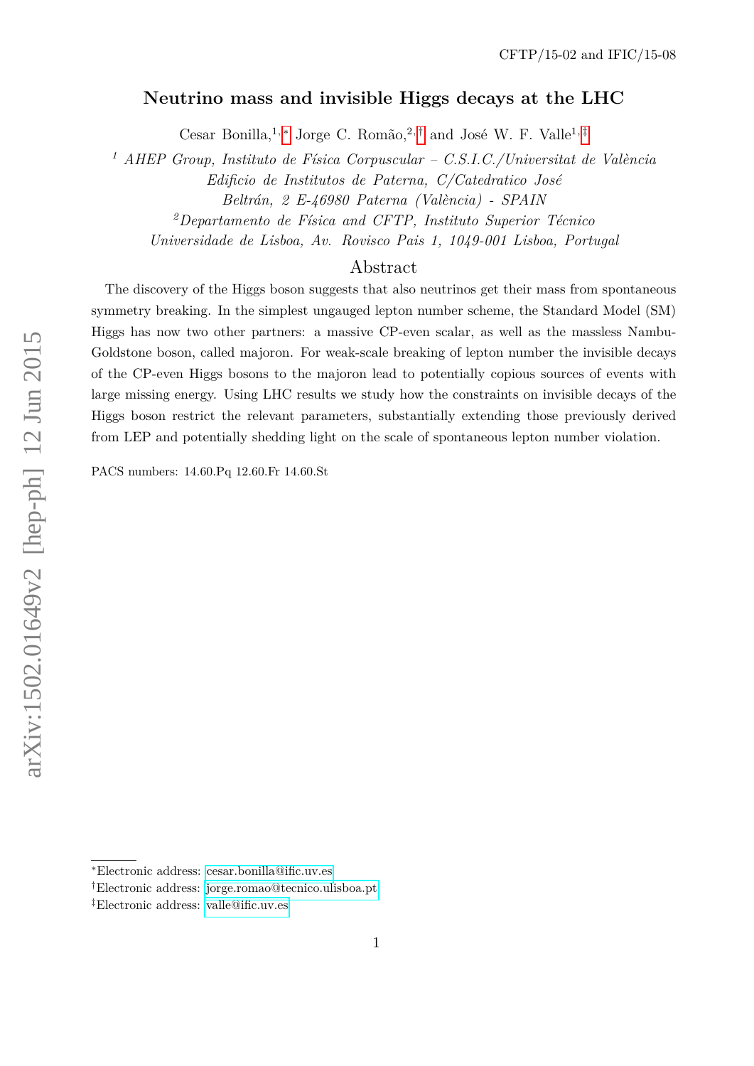CFTP/15-02 and IFIC/15-08

# Neutrino mass and invisible Higgs decays at the LHC

Cesar Bonilla,[1,*] Jorge C. Romão,[2,†] and José W. F. Valle[1,‡]

[1] *AHEP Group, Instituto de Física Corpuscular – C.S.I.C./Universitat de València Edificio de Institutos de Paterna, C/Catedratico José Beltrán, 2 E-46980 Paterna (València) - SPAIN*

[2] *Departamento de Física and CFTP, Instituto Superior Técnico Universidade de Lisboa, Av. Rovisco Pais 1, 1049-001 Lisboa, Portugal*

## Abstract

The discovery of the Higgs boson suggests that also neutrinos get their mass from spontaneous symmetry breaking. In the simplest ungauged lepton number scheme, the Standard Model (SM) Higgs has now two other partners: a massive CP-even scalar, as well as the massless Nambu-Goldstone boson, called majoron. For weak-scale breaking of lepton number the invisible decays of the CP-even Higgs bosons to the majoron lead to potentially copious sources of events with large missing energy. Using LHC results we study how the constraints on invisible decays of the Higgs boson restrict the relevant parameters, substantially extending those previously derived from LEP and potentially shedding light on the scale of spontaneous lepton number violation.

PACS numbers: 14.60.Pq 12.60.Fr 14.60.St

---

*Electronic address: cesar.bonilla@ific.uv.es

†Electronic address: jorge.romao@tecnico.ulisboa.pt

‡Electronic address: valle@ific.uv.es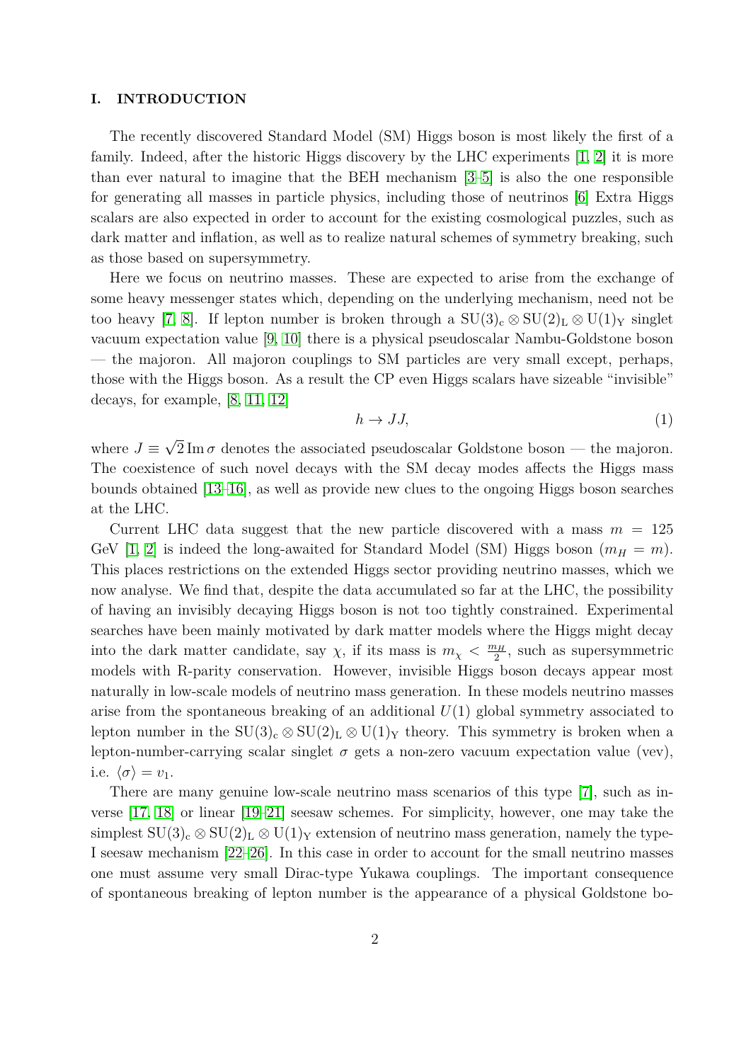## I. INTRODUCTION

The recently discovered Standard Model (SM) Higgs boson is most likely the first of a family. Indeed, after the historic Higgs discovery by the LHC experiments [1, 2] it is more than ever natural to imagine that the BEH mechanism [3–5] is also the one responsible for generating all masses in particle physics, including those of neutrinos [6] Extra Higgs scalars are also expected in order to account for the existing cosmological puzzles, such as dark matter and inflation, as well as to realize natural schemes of symmetry breaking, such as those based on supersymmetry.

Here we focus on neutrino masses. These are expected to arise from the exchange of some heavy messenger states which, depending on the underlying mechanism, need not be too heavy [7, 8]. If lepton number is broken through a $\mathrm{SU(3)_c \otimes SU(2)_L \otimes U(1)_Y}$ singlet vacuum expectation value [9, 10] there is a physical pseudoscalar Nambu-Goldstone boson — the majoron. All majoron couplings to SM particles are very small except, perhaps, those with the Higgs boson. As a result the CP even Higgs scalars have sizeable "invisible" decays, for example, [8, 11, 12]

$$h \to JJ, \tag{1}$$

where $J \equiv \sqrt{2}\,\mathrm{Im}\,\sigma$ denotes the associated pseudoscalar Goldstone boson — the majoron. The coexistence of such novel decays with the SM decay modes affects the Higgs mass bounds obtained [13–16], as well as provide new clues to the ongoing Higgs boson searches at the LHC.

Current LHC data suggest that the new particle discovered with a mass $m = 125$ GeV [1, 2] is indeed the long-awaited for Standard Model (SM) Higgs boson ($m_H = m$). This places restrictions on the extended Higgs sector providing neutrino masses, which we now analyse. We find that, despite the data accumulated so far at the LHC, the possibility of having an invisibly decaying Higgs boson is not too tightly constrained. Experimental searches have been mainly motivated by dark matter models where the Higgs might decay into the dark matter candidate, say $\chi$, if its mass is $m_\chi < \frac{m_H}{2}$, such as supersymmetric models with R-parity conservation. However, invisible Higgs boson decays appear most naturally in low-scale models of neutrino mass generation. In these models neutrino masses arise from the spontaneous breaking of an additional $U(1)$ global symmetry associated to lepton number in the $\mathrm{SU(3)_c \otimes SU(2)_L \otimes U(1)_Y}$ theory. This symmetry is broken when a lepton-number-carrying scalar singlet $\sigma$ gets a non-zero vacuum expectation value (vev), i.e. $\langle\sigma\rangle = v_1$.

There are many genuine low-scale neutrino mass scenarios of this type [7], such as inverse [17, 18] or linear [19–21] seesaw schemes. For simplicity, however, one may take the simplest $\mathrm{SU(3)_c \otimes SU(2)_L \otimes U(1)_Y}$ extension of neutrino mass generation, namely the type-I seesaw mechanism [22–26]. In this case in order to account for the small neutrino masses one must assume very small Dirac-type Yukawa couplings. The important consequence of spontaneous breaking of lepton number is the appearance of a physical Goldstone bo-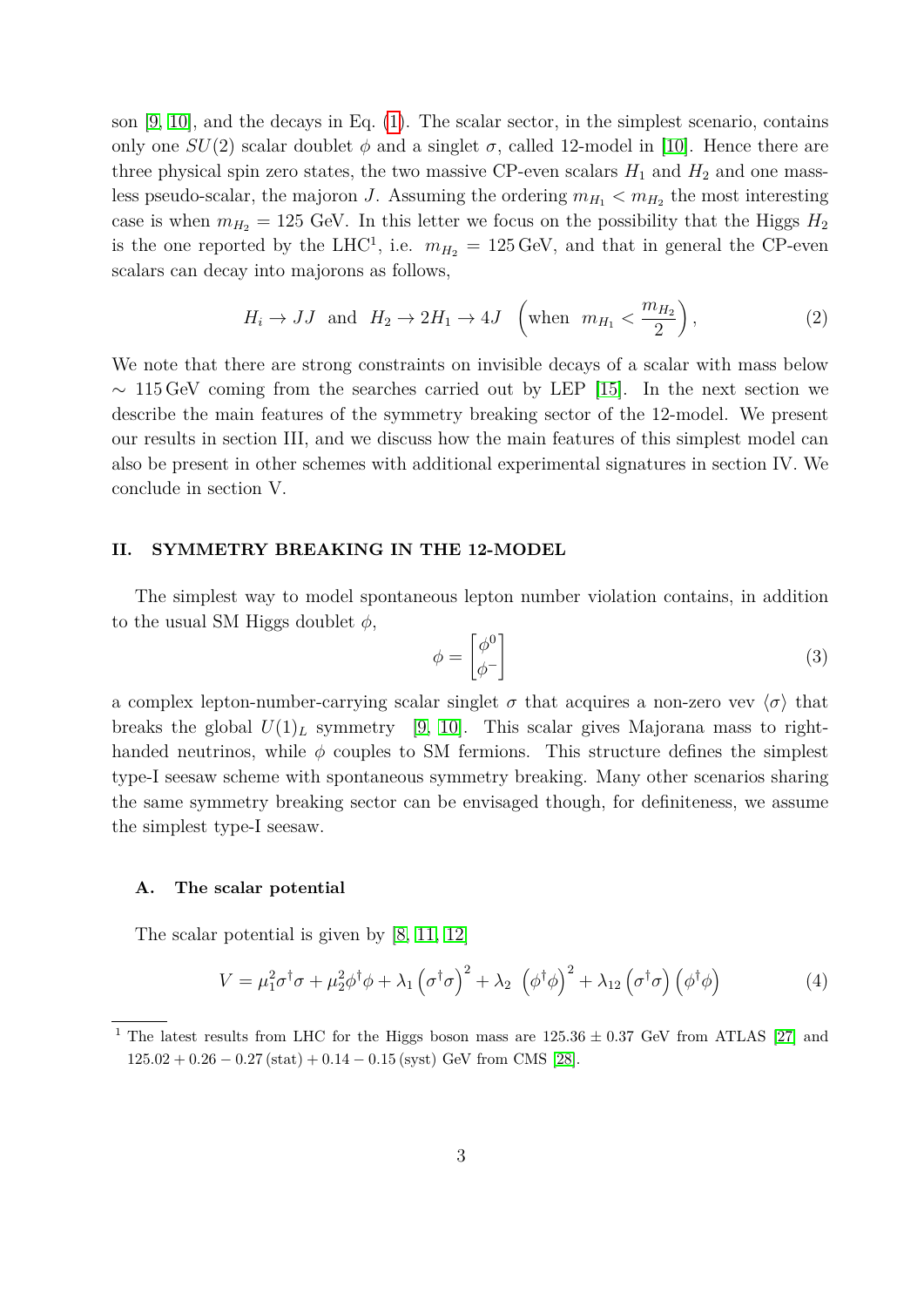son [9, 10], and the decays in Eq. (1). The scalar sector, in the simplest scenario, contains only one $SU(2)$ scalar doublet $\phi$ and a singlet $\sigma$, called 12-model in [10]. Hence there are three physical spin zero states, the two massive CP-even scalars $H_1$ and $H_2$ and one massless pseudo-scalar, the majoron $J$. Assuming the ordering $m_{H_1} < m_{H_2}$ the most interesting case is when $m_{H_2} = 125$ GeV. In this letter we focus on the possibility that the Higgs $H_2$ is the one reported by the LHC[1], i.e. $m_{H_2} = 125\,\text{GeV}$, and that in general the CP-even scalars can decay into majorons as follows,

$$H_i \to JJ \;\text{ and }\; H_2 \to 2H_1 \to 4J \;\;\left(\text{when }\; m_{H_1} < \frac{m_{H_2}}{2}\right), \tag{2}$$

We note that there are strong constraints on invisible decays of a scalar with mass below $\sim 115\,\text{GeV}$ coming from the searches carried out by LEP [15]. In the next section we describe the main features of the symmetry breaking sector of the 12-model. We present our results in section III, and we discuss how the main features of this simplest model can also be present in other schemes with additional experimental signatures in section IV. We conclude in section V.

## II. SYMMETRY BREAKING IN THE 12-MODEL

The simplest way to model spontaneous lepton number violation contains, in addition to the usual SM Higgs doublet $\phi$,

$$\phi = \begin{bmatrix} \phi^0 \\ \phi^- \end{bmatrix} \tag{3}$$

a complex lepton-number-carrying scalar singlet $\sigma$ that acquires a non-zero vev $\langle\sigma\rangle$ that breaks the global $U(1)_L$ symmetry [9, 10]. This scalar gives Majorana mass to right-handed neutrinos, while $\phi$ couples to SM fermions. This structure defines the simplest type-I seesaw scheme with spontaneous symmetry breaking. Many other scenarios sharing the same symmetry breaking sector can be envisaged though, for definiteness, we assume the simplest type-I seesaw.

### A. The scalar potential

The scalar potential is given by [8, 11, 12]

$$V = \mu_1^2\sigma^\dagger\sigma + \mu_2^2\phi^\dagger\phi + \lambda_1\left(\sigma^\dagger\sigma\right)^2 + \lambda_2\;\left(\phi^\dagger\phi\right)^2 + \lambda_{12}\left(\sigma^\dagger\sigma\right)\left(\phi^\dagger\phi\right) \tag{4}$$

[1] The latest results from LHC for the Higgs boson mass are $125.36 \pm 0.37$ GeV from ATLAS [27] and $125.02 + 0.26 - 0.27\,(\text{stat}) + 0.14 - 0.15\,(\text{syst})$ GeV from CMS [28].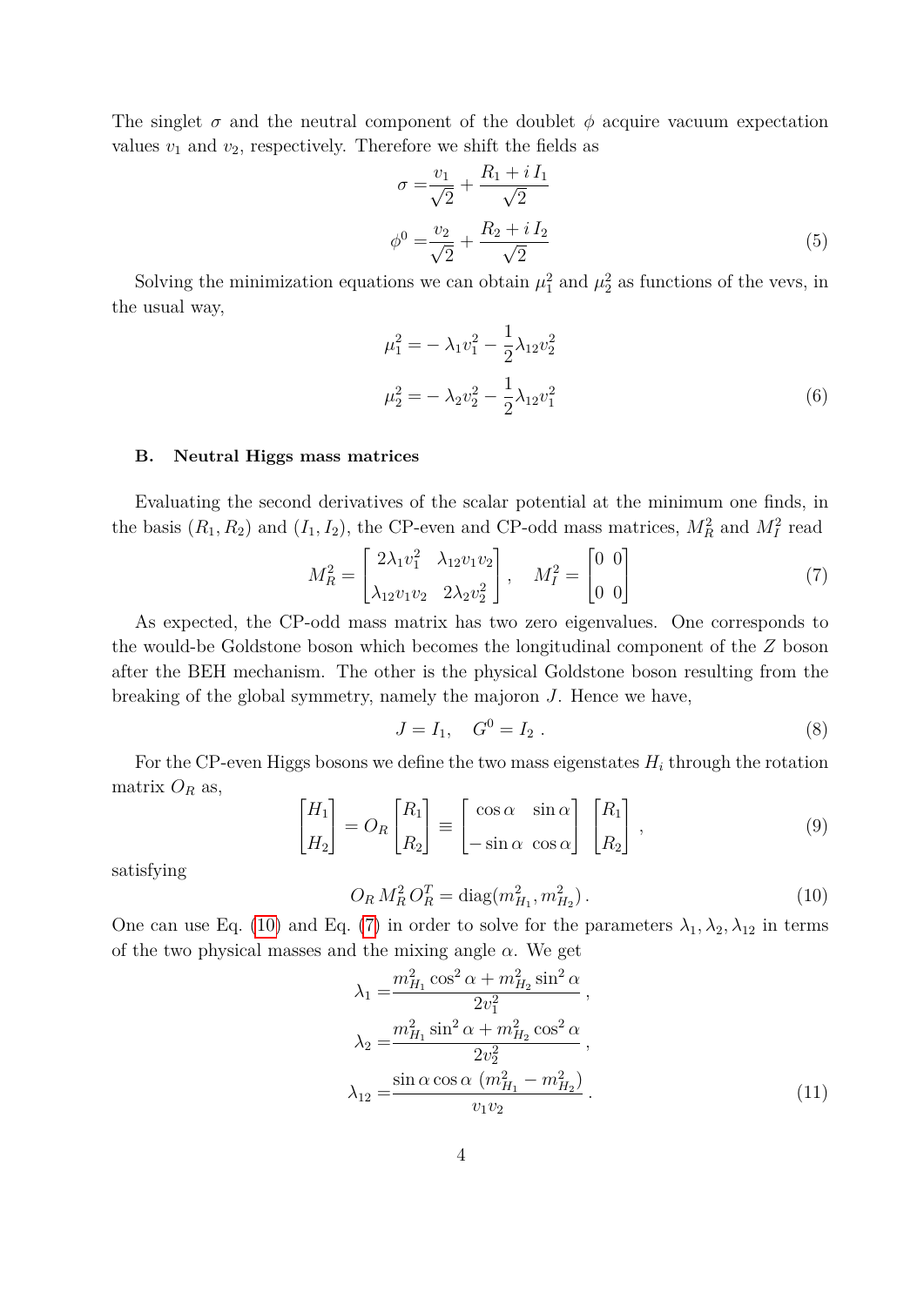The singlet $\sigma$ and the neutral component of the doublet $\phi$ acquire vacuum expectation values $v_1$ and $v_2$, respectively. Therefore we shift the fields as

$$
\begin{aligned}
\sigma =& \frac{v_1}{\sqrt{2}} + \frac{R_1 + i\, I_1}{\sqrt{2}} \\
\phi^0 =& \frac{v_2}{\sqrt{2}} + \frac{R_2 + i\, I_2}{\sqrt{2}}
\end{aligned}
\tag{5}
$$

Solving the minimization equations we can obtain $\mu_1^2$ and $\mu_2^2$ as functions of the vevs, in the usual way,

$$
\begin{aligned}
\mu_1^2 =& - \lambda_1 v_1^2 - \frac{1}{2}\lambda_{12} v_2^2 \\
\mu_2^2 =& - \lambda_2 v_2^2 - \frac{1}{2}\lambda_{12} v_1^2
\end{aligned}
\tag{6}
$$

### B. Neutral Higgs mass matrices

Evaluating the second derivatives of the scalar potential at the minimum one finds, in the basis $(R_1, R_2)$ and $(I_1, I_2)$, the CP-even and CP-odd mass matrices, $M_R^2$ and $M_I^2$ read

$$
M_R^2 = \begin{bmatrix} 2\lambda_1 v_1^2 & \lambda_{12} v_1 v_2 \\ \lambda_{12} v_1 v_2 & 2\lambda_2 v_2^2 \end{bmatrix}, \quad M_I^2 = \begin{bmatrix} 0 & 0 \\ 0 & 0 \end{bmatrix}
\tag{7}
$$

As expected, the CP-odd mass matrix has two zero eigenvalues. One corresponds to the would-be Goldstone boson which becomes the longitudinal component of the $Z$ boson after the BEH mechanism. The other is the physical Goldstone boson resulting from the breaking of the global symmetry, namely the majoron $J$. Hence we have,

$$
J = I_1, \quad G^0 = I_2 \,.
\tag{8}
$$

For the CP-even Higgs bosons we define the two mass eigenstates $H_i$ through the rotation matrix $O_R$ as,

$$
\begin{bmatrix} H_1 \\ H_2 \end{bmatrix} = O_R \begin{bmatrix} R_1 \\ R_2 \end{bmatrix} \equiv \begin{bmatrix} \cos\alpha & \sin\alpha \\ -\sin\alpha & \cos\alpha \end{bmatrix} \begin{bmatrix} R_1 \\ R_2 \end{bmatrix},
\tag{9}
$$

satisfying

$$
O_R\, M_R^2\, O_R^T = \text{diag}(m_{H_1}^2, m_{H_2}^2)\,.
\tag{10}
$$

One can use Eq. (10) and Eq. (7) in order to solve for the parameters $\lambda_1, \lambda_2, \lambda_{12}$ in terms of the two physical masses and the mixing angle $\alpha$. We get

$$
\begin{aligned}
\lambda_1 =& \frac{m_{H_1}^2 \cos^2\alpha + m_{H_2}^2 \sin^2\alpha}{2 v_1^2}\,, \\
\lambda_2 =& \frac{m_{H_1}^2 \sin^2\alpha + m_{H_2}^2 \cos^2\alpha}{2 v_2^2}\,, \\
\lambda_{12} =& \frac{\sin\alpha\cos\alpha\ (m_{H_1}^2 - m_{H_2}^2)}{v_1 v_2}\,.
\end{aligned}
\tag{11}
$$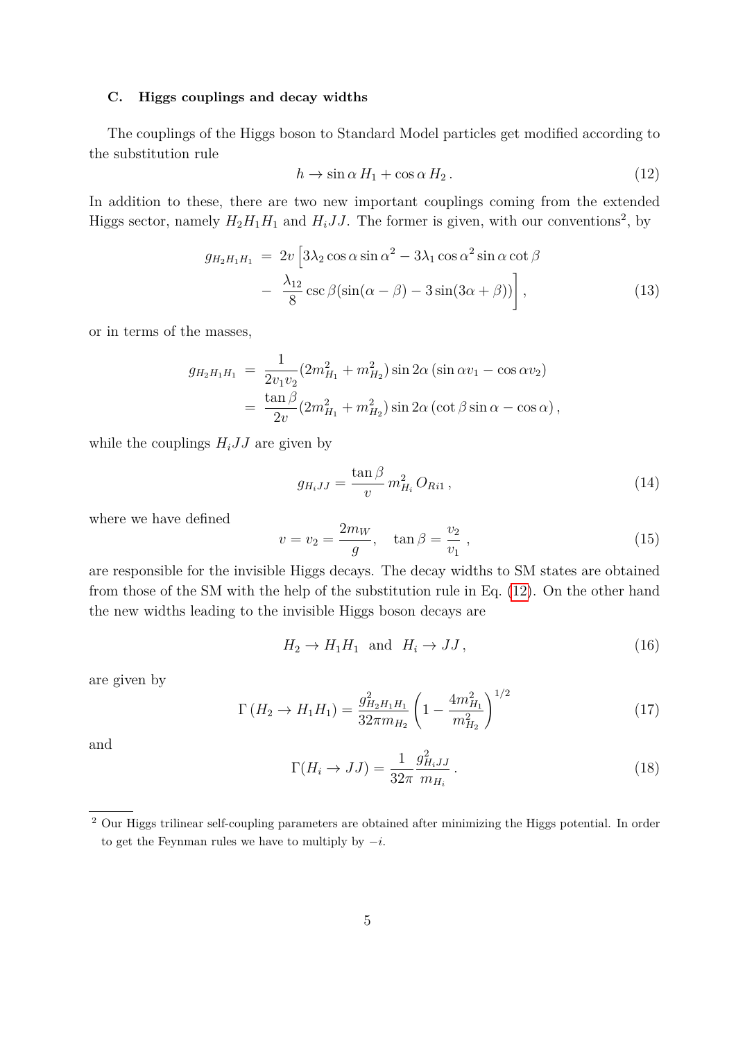### C. Higgs couplings and decay widths

The couplings of the Higgs boson to Standard Model particles get modified according to the substitution rule

$$h \to \sin\alpha\, H_1 + \cos\alpha\, H_2\,. \tag{12}$$

In addition to these, there are two new important couplings coming from the extended Higgs sector, namely $H_2H_1H_1$ and $H_iJJ$. The former is given, with our conventions[2], by

$$\begin{aligned} g_{H_2H_1H_1} \;&=\; 2v\Big[3\lambda_2\cos\alpha\sin\alpha^2 - 3\lambda_1\cos\alpha^2\sin\alpha\cot\beta \\ &-\; \frac{\lambda_{12}}{8}\csc\beta(\sin(\alpha-\beta) - 3\sin(3\alpha+\beta))\Big]\,, \end{aligned} \tag{13}$$

or in terms of the masses,

$$\begin{aligned} g_{H_2H_1H_1} \;&=\; \frac{1}{2v_1v_2}(2m_{H_1}^2 + m_{H_2}^2)\sin 2\alpha\,(\sin\alpha v_1 - \cos\alpha v_2) \\ &=\; \frac{\tan\beta}{2v}(2m_{H_1}^2 + m_{H_2}^2)\sin 2\alpha\,(\cot\beta\sin\alpha - \cos\alpha)\,, \end{aligned}$$

while the couplings $H_iJJ$ are given by

$$g_{H_iJJ} = \frac{\tan\beta}{v}\, m_{H_i}^2\, O_{Ri1}\,, \tag{14}$$

where we have defined

$$v = v_2 = \frac{2m_W}{g}, \quad \tan\beta = \frac{v_2}{v_1}\,, \tag{15}$$

are responsible for the invisible Higgs decays. The decay widths to SM states are obtained from those of the SM with the help of the substitution rule in Eq. (12). On the other hand the new widths leading to the invisible Higgs boson decays are

$$H_2 \to H_1H_1 \;\text{ and }\; H_i \to JJ\,, \tag{16}$$

are given by

$$\Gamma\left(H_2 \to H_1H_1\right) = \frac{g_{H_2H_1H_1}^2}{32\pi m_{H_2}}\left(1 - \frac{4m_{H_1}^2}{m_{H_2}^2}\right)^{1/2} \tag{17}$$

and

$$\Gamma(H_i \to JJ) = \frac{1}{32\pi}\frac{g_{H_iJJ}^2}{m_{H_i}}\,. \tag{18}$$

[2] Our Higgs trilinear self-coupling parameters are obtained after minimizing the Higgs potential. In order to get the Feynman rules we have to multiply by $-i$.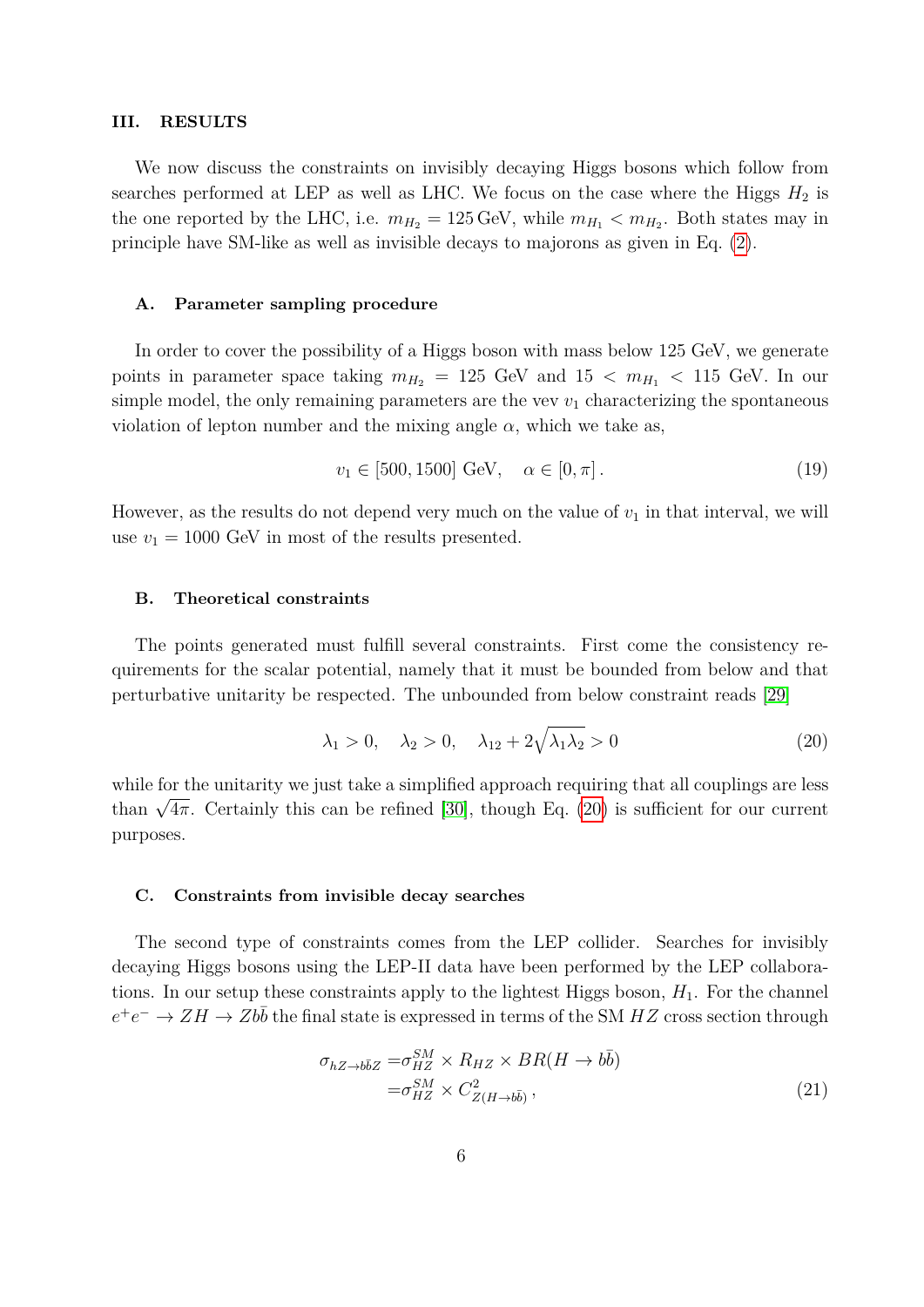## III. RESULTS

We now discuss the constraints on invisibly decaying Higgs bosons which follow from searches performed at LEP as well as LHC. We focus on the case where the Higgs $H_2$ is the one reported by the LHC, i.e. $m_{H_2} = 125\,\text{GeV}$, while $m_{H_1} < m_{H_2}$. Both states may in principle have SM-like as well as invisible decays to majorons as given in Eq. (2).

### A. Parameter sampling procedure

In order to cover the possibility of a Higgs boson with mass below 125 GeV, we generate points in parameter space taking $m_{H_2} = 125$ GeV and $15 < m_{H_1} < 115$ GeV. In our simple model, the only remaining parameters are the vev $v_1$ characterizing the spontaneous violation of lepton number and the mixing angle $\alpha$, which we take as,

$$v_1 \in [500, 1500] \text{ GeV}, \quad \alpha \in [0, \pi] \,. \tag{19}$$

However, as the results do not depend very much on the value of $v_1$ in that interval, we will use $v_1 = 1000$ GeV in most of the results presented.

### B. Theoretical constraints

The points generated must fulfill several constraints. First come the consistency requirements for the scalar potential, namely that it must be bounded from below and that perturbative unitarity be respected. The unbounded from below constraint reads [29]

$$\lambda_1 > 0, \quad \lambda_2 > 0, \quad \lambda_{12} + 2\sqrt{\lambda_1 \lambda_2} > 0 \tag{20}$$

while for the unitarity we just take a simplified approach requiring that all couplings are less than $\sqrt{4\pi}$. Certainly this can be refined [30], though Eq. (20) is sufficient for our current purposes.

### C. Constraints from invisible decay searches

The second type of constraints comes from the LEP collider. Searches for invisibly decaying Higgs bosons using the LEP-II data have been performed by the LEP collaborations. In our setup these constraints apply to the lightest Higgs boson, $H_1$. For the channel $e^+e^- \to ZH \to Zb\bar{b}$ the final state is expressed in terms of the SM $HZ$ cross section through

$$\begin{aligned}
\sigma_{hZ \to b\bar{b}Z} =& \sigma_{HZ}^{SM} \times R_{HZ} \times BR(H \to b\bar{b}) \\
=& \sigma_{HZ}^{SM} \times C^2_{Z(H \to b\bar{b})} \,,
\end{aligned} \tag{21}$$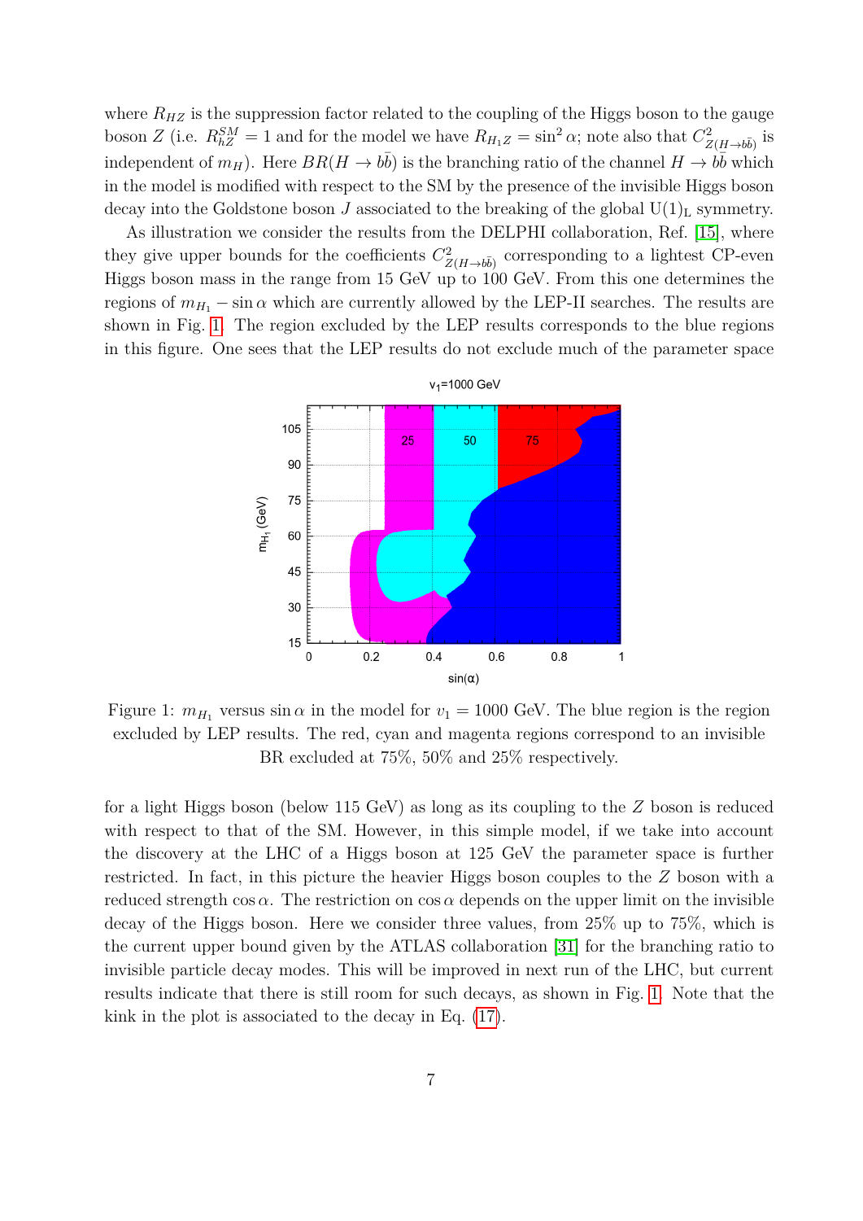where $R_{HZ}$ is the suppression factor related to the coupling of the Higgs boson to the gauge boson $Z$ (i.e. $R^{SM}_{hZ} = 1$ and for the model we have $R_{H_1 Z} = \sin^2\alpha$; note also that $C^2_{Z(H\to b\bar{b})}$ is independent of $m_H$). Here $BR(H \to b\bar{b})$ is the branching ratio of the channel $H \to b\bar{b}$ which in the model is modified with respect to the SM by the presence of the invisible Higgs boson decay into the Goldstone boson $J$ associated to the breaking of the global $\mathrm{U}(1)_\mathrm{L}$ symmetry.

As illustration we consider the results from the DELPHI collaboration, Ref. [15], where they give upper bounds for the coefficients $C^2_{Z(H\to b\bar{b})}$ corresponding to a lightest CP-even Higgs boson mass in the range from 15 GeV up to 100 GeV. From this one determines the regions of $m_{H_1} - \sin\alpha$ which are currently allowed by the LEP-II searches. The results are shown in Fig. 1. The region excluded by the LEP results corresponds to the blue regions in this figure. One sees that the LEP results do not exclude much of the parameter space

Figure 1: $m_{H_1}$ versus $\sin\alpha$ in the model for $v_1 = 1000$ GeV. The blue region is the region excluded by LEP results. The red, cyan and magenta regions correspond to an invisible BR excluded at 75%, 50% and 25% respectively.

for a light Higgs boson (below 115 GeV) as long as its coupling to the $Z$ boson is reduced with respect to that of the SM. However, in this simple model, if we take into account the discovery at the LHC of a Higgs boson at 125 GeV the parameter space is further restricted. In fact, in this picture the heavier Higgs boson couples to the $Z$ boson with a reduced strength $\cos\alpha$. The restriction on $\cos\alpha$ depends on the upper limit on the invisible decay of the Higgs boson. Here we consider three values, from 25% up to 75%, which is the current upper bound given by the ATLAS collaboration [31] for the branching ratio to invisible particle decay modes. This will be improved in next run of the LHC, but current results indicate that there is still room for such decays, as shown in Fig. 1. Note that the kink in the plot is associated to the decay in Eq. (17).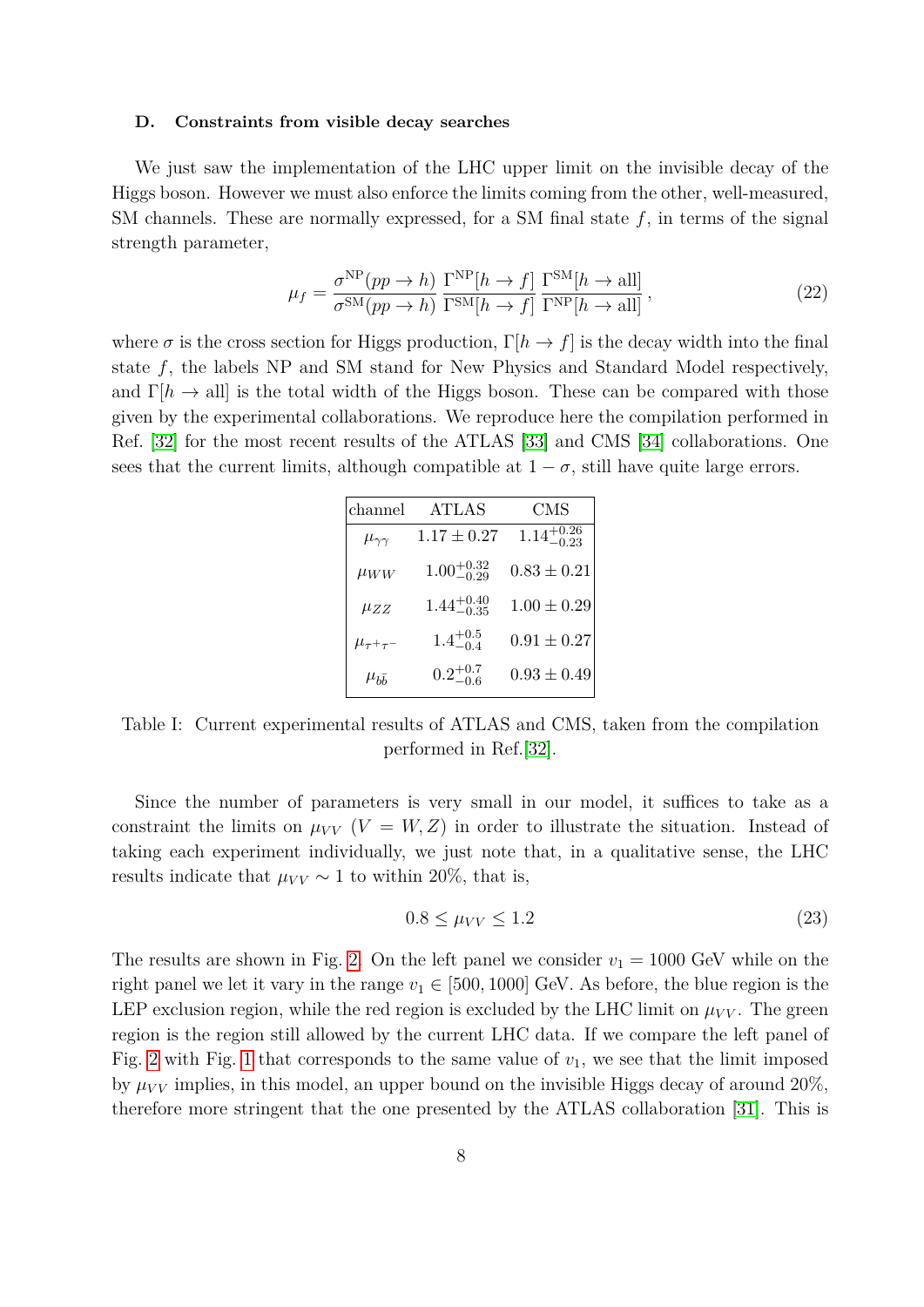### D. Constraints from visible decay searches

We just saw the implementation of the LHC upper limit on the invisible decay of the Higgs boson. However we must also enforce the limits coming from the other, well-measured, SM channels. These are normally expressed, for a SM final state $f$, in terms of the signal strength parameter,

$$\mu_f = \frac{\sigma^{\rm NP}(pp \to h)}{\sigma^{\rm SM}(pp \to h)} \, \frac{\Gamma^{\rm NP}[h \to f]}{\Gamma^{\rm SM}[h \to f]} \, \frac{\Gamma^{\rm SM}[h \to {\rm all}]}{\Gamma^{\rm NP}[h \to {\rm all}]} \,, \tag{22}$$

where $\sigma$ is the cross section for Higgs production, $\Gamma[h \to f]$ is the decay width into the final state $f$, the labels NP and SM stand for New Physics and Standard Model respectively, and $\Gamma[h \to {\rm all}]$ is the total width of the Higgs boson. These can be compared with those given by the experimental collaborations. We reproduce here the compilation performed in Ref. [32] for the most recent results of the ATLAS [33] and CMS [34] collaborations. One sees that the current limits, although compatible at $1-\sigma$, still have quite large errors.

| channel | ATLAS | CMS |
|---|---|---|
| $\mu_{\gamma\gamma}$ | $1.17 \pm 0.27$ | $1.14^{+0.26}_{-0.23}$ |
| $\mu_{WW}$ | $1.00^{+0.32}_{-0.29}$ | $0.83 \pm 0.21$ |
| $\mu_{ZZ}$ | $1.44^{+0.40}_{-0.35}$ | $1.00 \pm 0.29$ |
| $\mu_{\tau^+\tau^-}$ | $1.4^{+0.5}_{-0.4}$ | $0.91 \pm 0.27$ |
| $\mu_{b\bar{b}}$ | $0.2^{+0.7}_{-0.6}$ | $0.93 \pm 0.49$ |

Table I: Current experimental results of ATLAS and CMS, taken from the compilation performed in Ref.[32].

Since the number of parameters is very small in our model, it suffices to take as a constraint the limits on $\mu_{VV}$ ($V = W, Z$) in order to illustrate the situation. Instead of taking each experiment individually, we just note that, in a qualitative sense, the LHC results indicate that $\mu_{VV} \sim 1$ to within 20%, that is,

$$0.8 \leq \mu_{VV} \leq 1.2 \tag{23}$$

The results are shown in Fig. 2. On the left panel we consider $v_1 = 1000$ GeV while on the right panel we let it vary in the range $v_1 \in [500, 1000]$ GeV. As before, the blue region is the LEP exclusion region, while the red region is excluded by the LHC limit on $\mu_{VV}$. The green region is the region still allowed by the current LHC data. If we compare the left panel of Fig. 2 with Fig. 1 that corresponds to the same value of $v_1$, we see that the limit imposed by $\mu_{VV}$ implies, in this model, an upper bound on the invisible Higgs decay of around 20%, therefore more stringent that the one presented by the ATLAS collaboration [31]. This is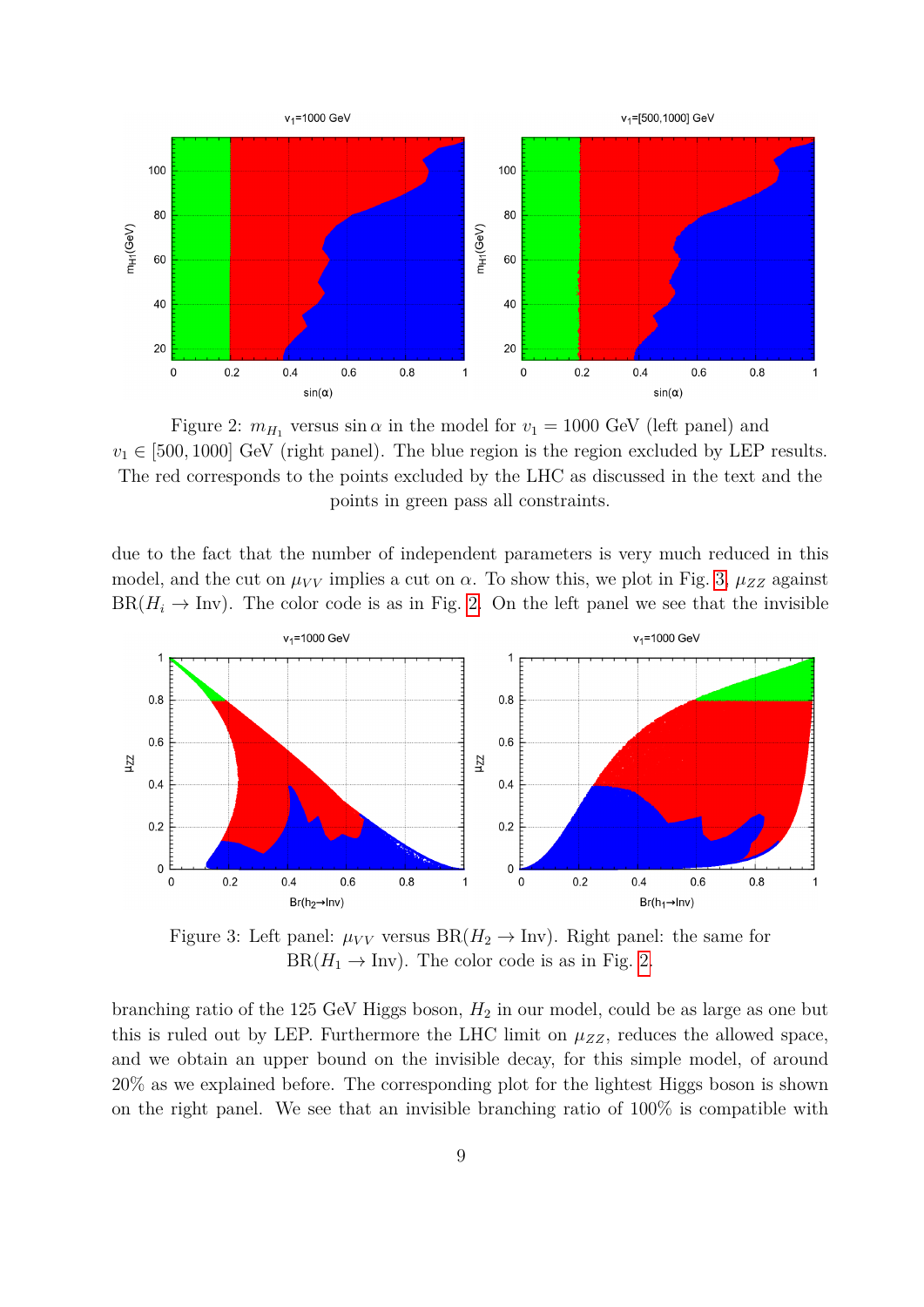Figure 2: $m_{H_1}$ versus $\sin\alpha$ in the model for $v_1 = 1000$ GeV (left panel) and $v_1 \in [500, 1000]$ GeV (right panel). The blue region is the region excluded by LEP results. The red corresponds to the points excluded by the LHC as discussed in the text and the points in green pass all constraints.

due to the fact that the number of independent parameters is very much reduced in this model, and the cut on $\mu_{VV}$ implies a cut on $\alpha$. To show this, we plot in Fig. 3, $\mu_{ZZ}$ against $\text{BR}(H_i \to \text{Inv})$. The color code is as in Fig. 2. On the left panel we see that the invisible

Figure 3: Left panel: $\mu_{VV}$ versus $\text{BR}(H_2 \to \text{Inv})$. Right panel: the same for $\text{BR}(H_1 \to \text{Inv})$. The color code is as in Fig. 2.

branching ratio of the 125 GeV Higgs boson, $H_2$ in our model, could be as large as one but this is ruled out by LEP. Furthermore the LHC limit on $\mu_{ZZ}$, reduces the allowed space, and we obtain an upper bound on the invisible decay, for this simple model, of around 20% as we explained before. The corresponding plot for the lightest Higgs boson is shown on the right panel. We see that an invisible branching ratio of 100% is compatible with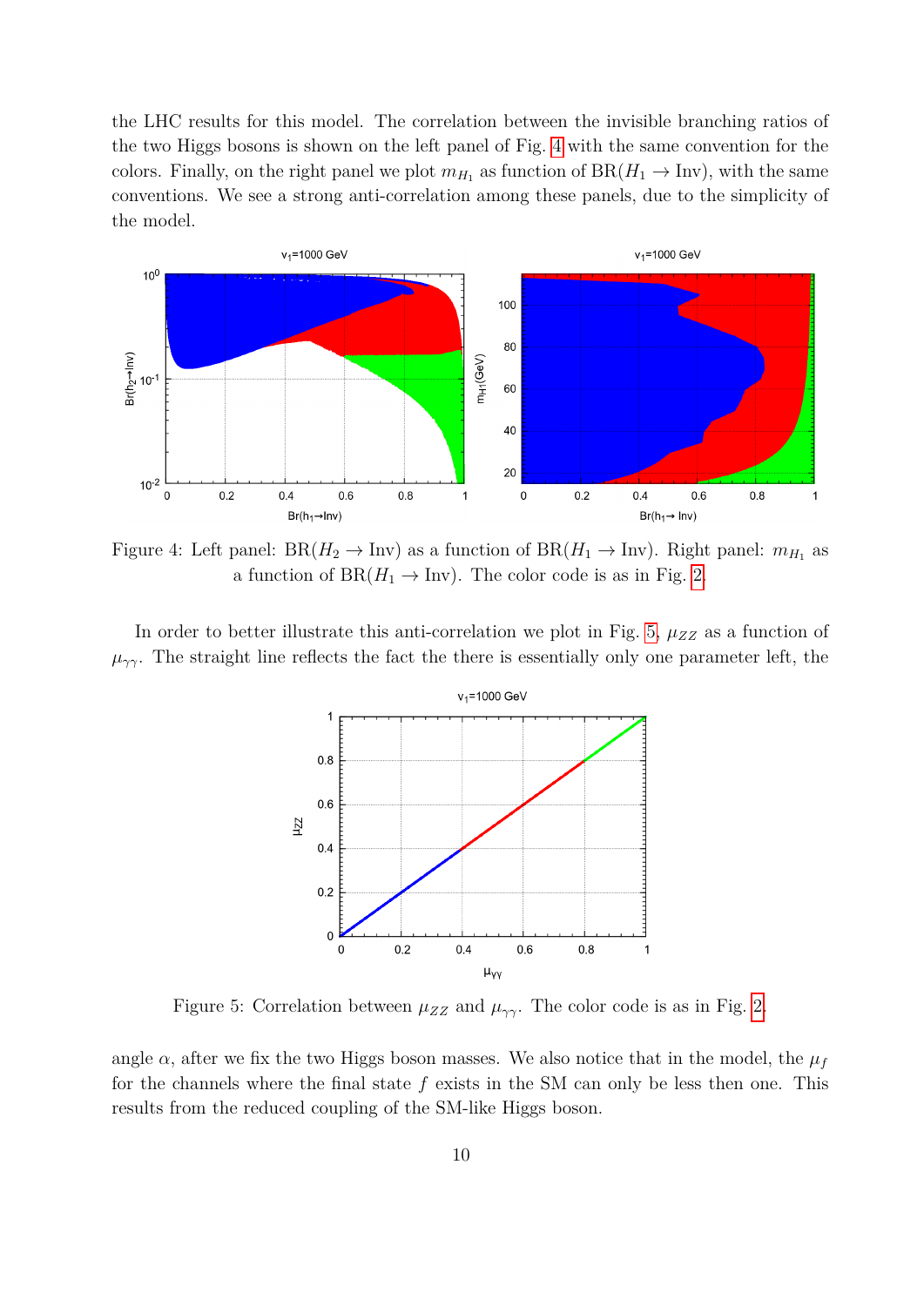the LHC results for this model. The correlation between the invisible branching ratios of the two Higgs bosons is shown on the left panel of Fig. 4 with the same convention for the colors. Finally, on the right panel we plot $m_{H_1}$ as function of BR($H_1 \to$ Inv), with the same conventions. We see a strong anti-correlation among these panels, due to the simplicity of the model.

Figure 4: Left panel: BR($H_2 \to$ Inv) as a function of BR($H_1 \to$ Inv). Right panel: $m_{H_1}$ as a function of BR($H_1 \to$ Inv). The color code is as in Fig. 2.

In order to better illustrate this anti-correlation we plot in Fig. 5, $\mu_{ZZ}$ as a function of $\mu_{\gamma\gamma}$. The straight line reflects the fact the there is essentially only one parameter left, the

Figure 5: Correlation between $\mu_{ZZ}$ and $\mu_{\gamma\gamma}$. The color code is as in Fig. 2.

angle $\alpha$, after we fix the two Higgs boson masses. We also notice that in the model, the $\mu_f$ for the channels where the final state $f$ exists in the SM can only be less then one. This results from the reduced coupling of the SM-like Higgs boson.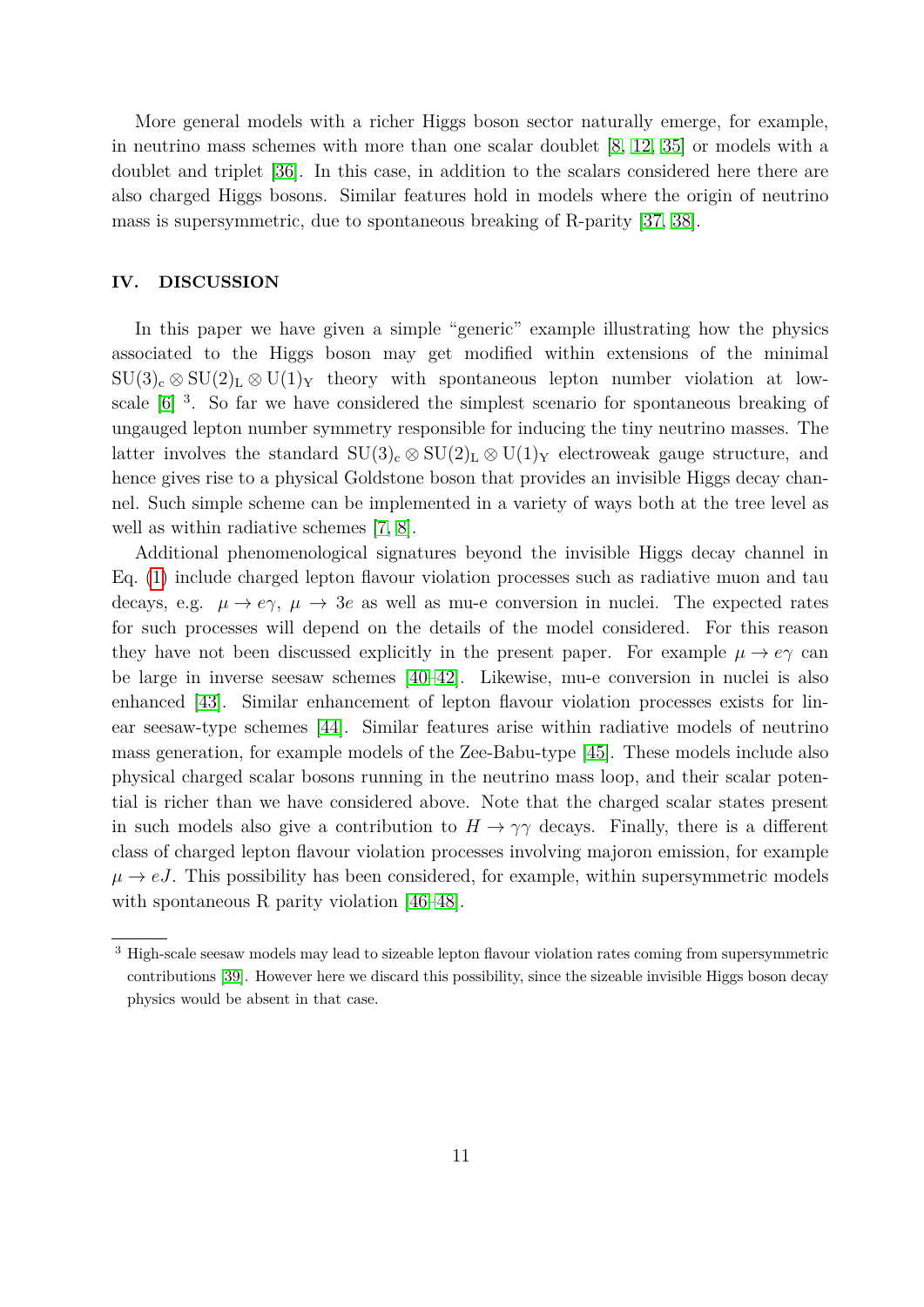More general models with a richer Higgs boson sector naturally emerge, for example, in neutrino mass schemes with more than one scalar doublet [8, 12, 35] or models with a doublet and triplet [36]. In this case, in addition to the scalars considered here there are also charged Higgs bosons. Similar features hold in models where the origin of neutrino mass is supersymmetric, due to spontaneous breaking of R-parity [37, 38].

## IV. DISCUSSION

In this paper we have given a simple "generic" example illustrating how the physics associated to the Higgs boson may get modified within extensions of the minimal $\mathrm{SU(3)_c \otimes SU(2)_L \otimes U(1)_Y}$ theory with spontaneous lepton number violation at low-scale [6] [3]. So far we have considered the simplest scenario for spontaneous breaking of ungauged lepton number symmetry responsible for inducing the tiny neutrino masses. The latter involves the standard $\mathrm{SU(3)_c \otimes SU(2)_L \otimes U(1)_Y}$ electroweak gauge structure, and hence gives rise to a physical Goldstone boson that provides an invisible Higgs decay channel. Such simple scheme can be implemented in a variety of ways both at the tree level as well as within radiative schemes [7, 8].

Additional phenomenological signatures beyond the invisible Higgs decay channel in Eq. (1) include charged lepton flavour violation processes such as radiative muon and tau decays, e.g. $\mu \to e\gamma$, $\mu \to 3e$ as well as mu-e conversion in nuclei. The expected rates for such processes will depend on the details of the model considered. For this reason they have not been discussed explicitly in the present paper. For example $\mu \to e\gamma$ can be large in inverse seesaw schemes [40–42]. Likewise, mu-e conversion in nuclei is also enhanced [43]. Similar enhancement of lepton flavour violation processes exists for linear seesaw-type schemes [44]. Similar features arise within radiative models of neutrino mass generation, for example models of the Zee-Babu-type [45]. These models include also physical charged scalar bosons running in the neutrino mass loop, and their scalar potential is richer than we have considered above. Note that the charged scalar states present in such models also give a contribution to $H \to \gamma\gamma$ decays. Finally, there is a different class of charged lepton flavour violation processes involving majoron emission, for example $\mu \to eJ$. This possibility has been considered, for example, within supersymmetric models with spontaneous R parity violation [46–48].

---

[3] High-scale seesaw models may lead to sizeable lepton flavour violation rates coming from supersymmetric contributions [39]. However here we discard this possibility, since the sizeable invisible Higgs boson decay physics would be absent in that case.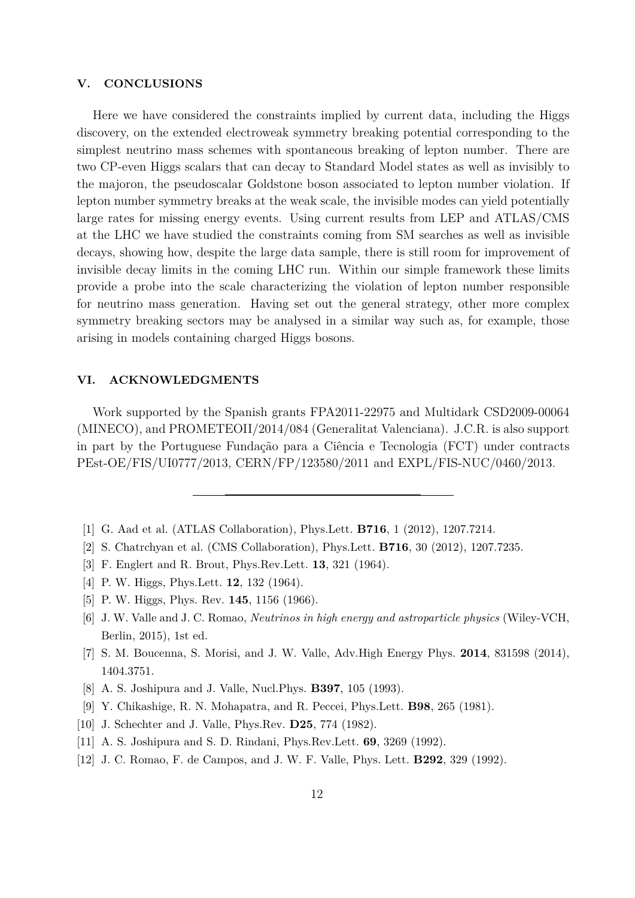## V. CONCLUSIONS

Here we have considered the constraints implied by current data, including the Higgs discovery, on the extended electroweak symmetry breaking potential corresponding to the simplest neutrino mass schemes with spontaneous breaking of lepton number. There are two CP-even Higgs scalars that can decay to Standard Model states as well as invisibly to the majoron, the pseudoscalar Goldstone boson associated to lepton number violation. If lepton number symmetry breaks at the weak scale, the invisible modes can yield potentially large rates for missing energy events. Using current results from LEP and ATLAS/CMS at the LHC we have studied the constraints coming from SM searches as well as invisible decays, showing how, despite the large data sample, there is still room for improvement of invisible decay limits in the coming LHC run. Within our simple framework these limits provide a probe into the scale characterizing the violation of lepton number responsible for neutrino mass generation. Having set out the general strategy, other more complex symmetry breaking sectors may be analysed in a similar way such as, for example, those arising in models containing charged Higgs bosons.

## VI. ACKNOWLEDGMENTS

Work supported by the Spanish grants FPA2011-22975 and Multidark CSD2009-00064 (MINECO), and PROMETEOII/2014/084 (Generalitat Valenciana). J.C.R. is also support in part by the Portuguese Fundação para a Ciência e Tecnologia (FCT) under contracts PEst-OE/FIS/UI0777/2013, CERN/FP/123580/2011 and EXPL/FIS-NUC/0460/2013.

---

[1] G. Aad et al. (ATLAS Collaboration), Phys.Lett. **B716**, 1 (2012), 1207.7214.

[2] S. Chatrchyan et al. (CMS Collaboration), Phys.Lett. **B716**, 30 (2012), 1207.7235.

[3] F. Englert and R. Brout, Phys.Rev.Lett. **13**, 321 (1964).

[4] P. W. Higgs, Phys.Lett. **12**, 132 (1964).

[5] P. W. Higgs, Phys. Rev. **145**, 1156 (1966).

[6] J. W. Valle and J. C. Romao, *Neutrinos in high energy and astroparticle physics* (Wiley-VCH, Berlin, 2015), 1st ed.

[7] S. M. Boucenna, S. Morisi, and J. W. Valle, Adv.High Energy Phys. **2014**, 831598 (2014), 1404.3751.

[8] A. S. Joshipura and J. Valle, Nucl.Phys. **B397**, 105 (1993).

[9] Y. Chikashige, R. N. Mohapatra, and R. Peccei, Phys.Lett. **B98**, 265 (1981).

[10] J. Schechter and J. Valle, Phys.Rev. **D25**, 774 (1982).

[11] A. S. Joshipura and S. D. Rindani, Phys.Rev.Lett. **69**, 3269 (1992).

[12] J. C. Romao, F. de Campos, and J. W. F. Valle, Phys. Lett. **B292**, 329 (1992).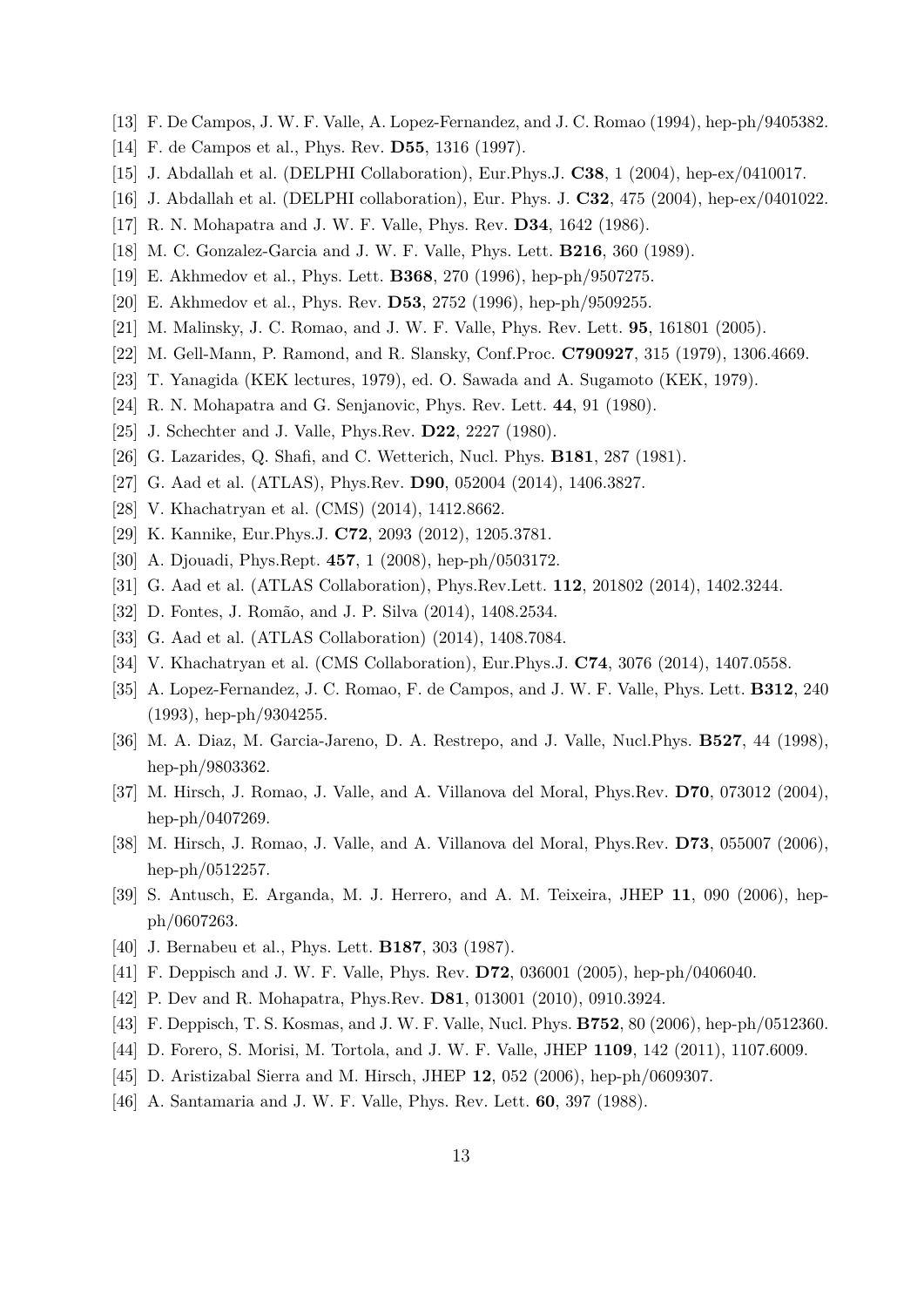[13] F. De Campos, J. W. F. Valle, A. Lopez-Fernandez, and J. C. Romao (1994), hep-ph/9405382.

[14] F. de Campos et al., Phys. Rev. **D55**, 1316 (1997).

[15] J. Abdallah et al. (DELPHI Collaboration), Eur.Phys.J. **C38**, 1 (2004), hep-ex/0410017.

[16] J. Abdallah et al. (DELPHI collaboration), Eur. Phys. J. **C32**, 475 (2004), hep-ex/0401022.

[17] R. N. Mohapatra and J. W. F. Valle, Phys. Rev. **D34**, 1642 (1986).

[18] M. C. Gonzalez-Garcia and J. W. F. Valle, Phys. Lett. **B216**, 360 (1989).

[19] E. Akhmedov et al., Phys. Lett. **B368**, 270 (1996), hep-ph/9507275.

[20] E. Akhmedov et al., Phys. Rev. **D53**, 2752 (1996), hep-ph/9509255.

[21] M. Malinsky, J. C. Romao, and J. W. F. Valle, Phys. Rev. Lett. **95**, 161801 (2005).

[22] M. Gell-Mann, P. Ramond, and R. Slansky, Conf.Proc. **C790927**, 315 (1979), 1306.4669.

[23] T. Yanagida (KEK lectures, 1979), ed. O. Sawada and A. Sugamoto (KEK, 1979).

[24] R. N. Mohapatra and G. Senjanovic, Phys. Rev. Lett. **44**, 91 (1980).

[25] J. Schechter and J. Valle, Phys.Rev. **D22**, 2227 (1980).

[26] G. Lazarides, Q. Shafi, and C. Wetterich, Nucl. Phys. **B181**, 287 (1981).

[27] G. Aad et al. (ATLAS), Phys.Rev. **D90**, 052004 (2014), 1406.3827.

[28] V. Khachatryan et al. (CMS) (2014), 1412.8662.

[29] K. Kannike, Eur.Phys.J. **C72**, 2093 (2012), 1205.3781.

[30] A. Djouadi, Phys.Rept. **457**, 1 (2008), hep-ph/0503172.

[31] G. Aad et al. (ATLAS Collaboration), Phys.Rev.Lett. **112**, 201802 (2014), 1402.3244.

[32] D. Fontes, J. Romão, and J. P. Silva (2014), 1408.2534.

[33] G. Aad et al. (ATLAS Collaboration) (2014), 1408.7084.

[34] V. Khachatryan et al. (CMS Collaboration), Eur.Phys.J. **C74**, 3076 (2014), 1407.0558.

[35] A. Lopez-Fernandez, J. C. Romao, F. de Campos, and J. W. F. Valle, Phys. Lett. **B312**, 240 (1993), hep-ph/9304255.

[36] M. A. Diaz, M. Garcia-Jareno, D. A. Restrepo, and J. Valle, Nucl.Phys. **B527**, 44 (1998), hep-ph/9803362.

[37] M. Hirsch, J. Romao, J. Valle, and A. Villanova del Moral, Phys.Rev. **D70**, 073012 (2004), hep-ph/0407269.

[38] M. Hirsch, J. Romao, J. Valle, and A. Villanova del Moral, Phys.Rev. **D73**, 055007 (2006), hep-ph/0512257.

[39] S. Antusch, E. Arganda, M. J. Herrero, and A. M. Teixeira, JHEP **11**, 090 (2006), hep-ph/0607263.

[40] J. Bernabeu et al., Phys. Lett. **B187**, 303 (1987).

[41] F. Deppisch and J. W. F. Valle, Phys. Rev. **D72**, 036001 (2005), hep-ph/0406040.

[42] P. Dev and R. Mohapatra, Phys.Rev. **D81**, 013001 (2010), 0910.3924.

[43] F. Deppisch, T. S. Kosmas, and J. W. F. Valle, Nucl. Phys. **B752**, 80 (2006), hep-ph/0512360.

[44] D. Forero, S. Morisi, M. Tortola, and J. W. F. Valle, JHEP **1109**, 142 (2011), 1107.6009.

[45] D. Aristizabal Sierra and M. Hirsch, JHEP **12**, 052 (2006), hep-ph/0609307.

[46] A. Santamaria and J. W. F. Valle, Phys. Rev. Lett. **60**, 397 (1988).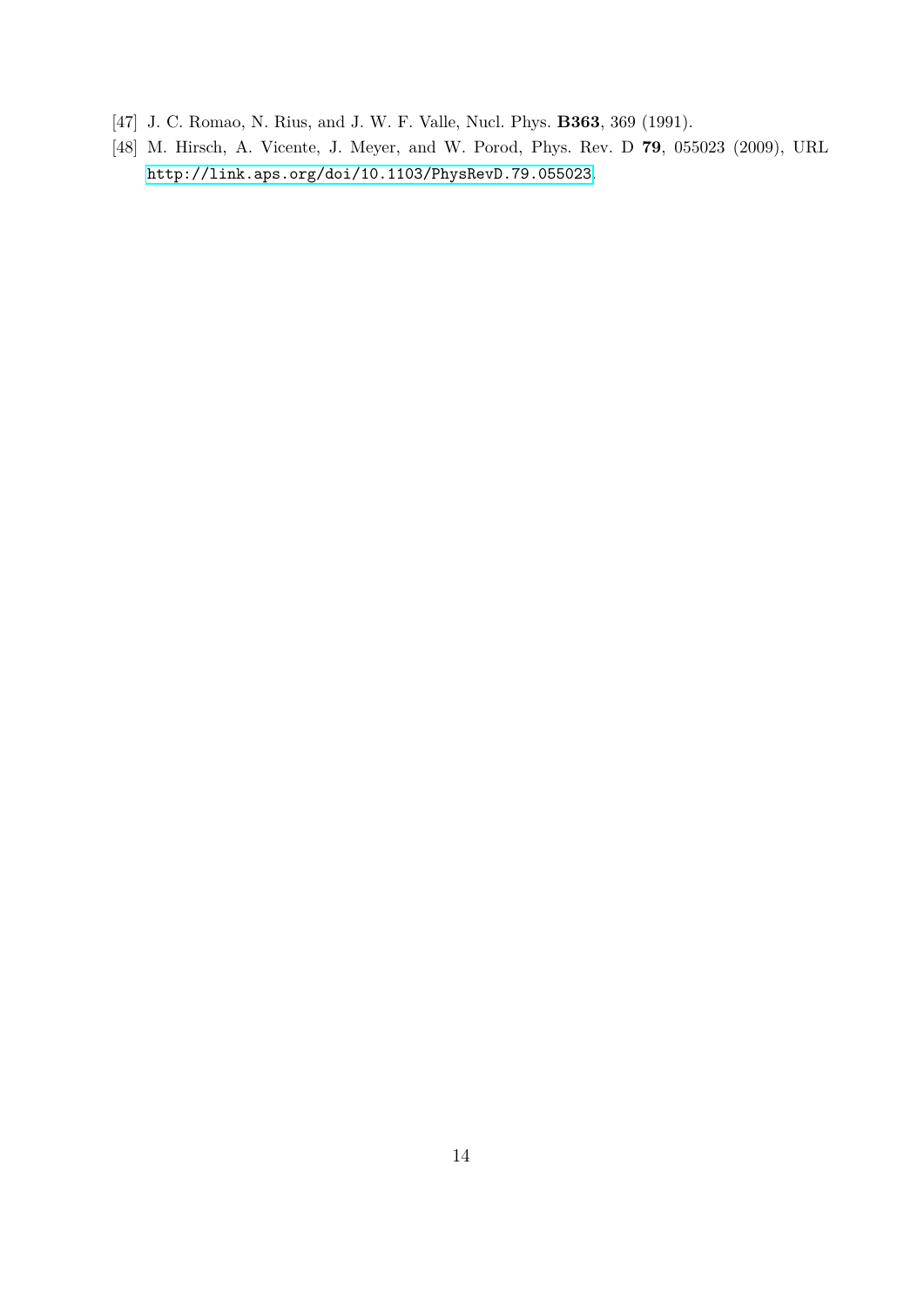[47] J. C. Romao, N. Rius, and J. W. F. Valle, Nucl. Phys. **B363**, 369 (1991).

[48] M. Hirsch, A. Vicente, J. Meyer, and W. Porod, Phys. Rev. D **79**, 055023 (2009), URL http://link.aps.org/doi/10.1103/PhysRevD.79.055023.